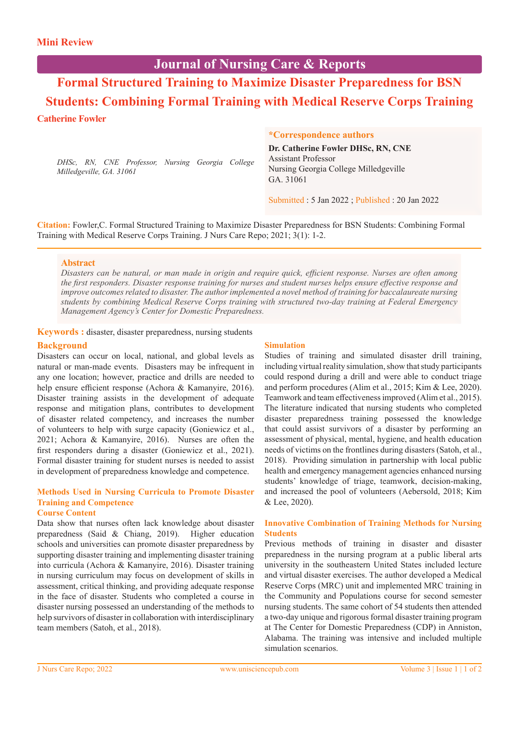Mini Review

# Formal Structured Training to Maximize Disaster Preparedness for BSN Students: Combining Formal Training with Medical Reserve Corps Training

**Catherine Fowler**

*DHSc, RN, CNE Professor, Nursing Georgia College Milledgeville, GA. 31061*

**\*Correspondence authors**

**Dr. Catherine Fowler DHSc, RN, CNE**
Assistant Professor
Nursing Georgia College Milledgeville
GA. 31061

Submitted : 5 Jan 2022 ; Published : 20 Jan 2022

**Citation:** Fowler,C. Formal Structured Training to Maximize Disaster Preparedness for BSN Students: Combining Formal Training with Medical Reserve Corps Training. J Nurs Care Repo; 2021; 3(1): 1-2.

## Abstract

*Disasters can be natural, or man made in origin and require quick, efficient response. Nurses are often among the first responders. Disaster response training for nurses and student nurses helps ensure effective response and improve outcomes related to disaster. The author implemented a novel method of training for baccalaureate nursing students by combining Medical Reserve Corps training with structured two-day training at Federal Emergency Management Agency's Center for Domestic Preparedness.*

**Keywords :** disaster, disaster preparedness, nursing students

## Background

Disasters can occur on local, national, and global levels as natural or man-made events. Disasters may be infrequent in any one location; however, practice and drills are needed to help ensure efficient response (Achora & Kamanyire, 2016). Disaster training assists in the development of adequate response and mitigation plans, contributes to development of disaster related competency, and increases the number of volunteers to help with surge capacity (Goniewicz et al., 2021; Achora & Kamanyire, 2016). Nurses are often the first responders during a disaster (Goniewicz et al., 2021). Formal disaster training for student nurses is needed to assist in development of preparedness knowledge and competence.

## Methods Used in Nursing Curricula to Promote Disaster Training and Competence

### Course Content

Data show that nurses often lack knowledge about disaster preparedness (Said & Chiang, 2019). Higher education schools and universities can promote disaster preparedness by supporting disaster training and implementing disaster training into curricula (Achora & Kamanyire, 2016). Disaster training in nursing curriculum may focus on development of skills in assessment, critical thinking, and providing adequate response in the face of disaster. Students who completed a course in disaster nursing possessed an understanding of the methods to help survivors of disaster in collaboration with interdisciplinary team members (Satoh, et al., 2018).

### Simulation

Studies of training and simulated disaster drill training, including virtual reality simulation, show that study participants could respond during a drill and were able to conduct triage and perform procedures (Alim et al., 2015; Kim & Lee, 2020). Teamwork and team effectiveness improved (Alim et al., 2015). The literature indicated that nursing students who completed disaster preparedness training possessed the knowledge that could assist survivors of a disaster by performing an assessment of physical, mental, hygiene, and health education needs of victims on the frontlines during disasters (Satoh, et al., 2018). Providing simulation in partnership with local public health and emergency management agencies enhanced nursing students' knowledge of triage, teamwork, decision-making, and increased the pool of volunteers (Aebersold, 2018; Kim & Lee, 2020).

## Innovative Combination of Training Methods for Nursing Students

Previous methods of training in disaster and disaster preparedness in the nursing program at a public liberal arts university in the southeastern United States included lecture and virtual disaster exercises. The author developed a Medical Reserve Corps (MRC) unit and implemented MRC training in the Community and Populations course for second semester nursing students. The same cohort of 54 students then attended a two-day unique and rigorous formal disaster training program at The Center for Domestic Preparedness (CDP) in Anniston, Alabama. The training was intensive and included multiple simulation scenarios.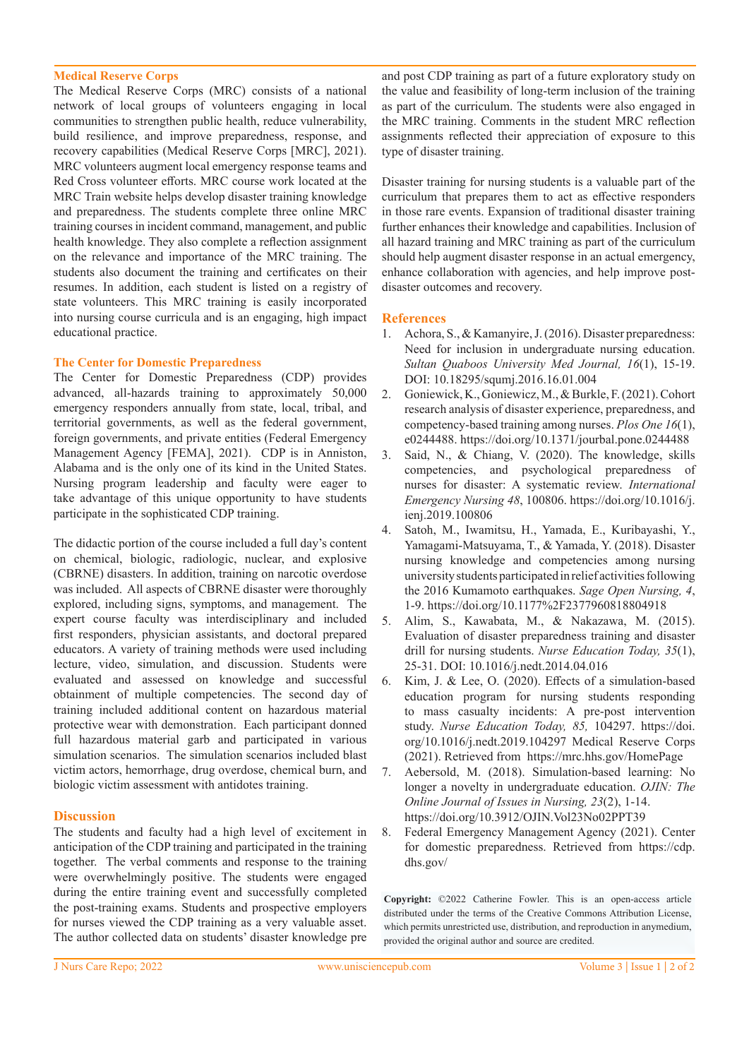## Medical Reserve Corps

The Medical Reserve Corps (MRC) consists of a national network of local groups of volunteers engaging in local communities to strengthen public health, reduce vulnerability, build resilience, and improve preparedness, response, and recovery capabilities (Medical Reserve Corps [MRC], 2021). MRC volunteers augment local emergency response teams and Red Cross volunteer efforts. MRC course work located at the MRC Train website helps develop disaster training knowledge and preparedness. The students complete three online MRC training courses in incident command, management, and public health knowledge. They also complete a reflection assignment on the relevance and importance of the MRC training. The students also document the training and certificates on their resumes. In addition, each student is listed on a registry of state volunteers. This MRC training is easily incorporated into nursing course curricula and is an engaging, high impact educational practice.

## The Center for Domestic Preparedness

The Center for Domestic Preparedness (CDP) provides advanced, all-hazards training to approximately 50,000 emergency responders annually from state, local, tribal, and territorial governments, as well as the federal government, foreign governments, and private entities (Federal Emergency Management Agency [FEMA], 2021). CDP is in Anniston, Alabama and is the only one of its kind in the United States. Nursing program leadership and faculty were eager to take advantage of this unique opportunity to have students participate in the sophisticated CDP training.

The didactic portion of the course included a full day's content on chemical, biologic, radiologic, nuclear, and explosive (CBRNE) disasters. In addition, training on narcotic overdose was included. All aspects of CBRNE disaster were thoroughly explored, including signs, symptoms, and management. The expert course faculty was interdisciplinary and included first responders, physician assistants, and doctoral prepared educators. A variety of training methods were used including lecture, video, simulation, and discussion. Students were evaluated and assessed on knowledge and successful obtainment of multiple competencies. The second day of training included additional content on hazardous material protective wear with demonstration. Each participant donned full hazardous material garb and participated in various simulation scenarios. The simulation scenarios included blast victim actors, hemorrhage, drug overdose, chemical burn, and biologic victim assessment with antidotes training.

## Discussion

The students and faculty had a high level of excitement in anticipation of the CDP training and participated in the training together. The verbal comments and response to the training were overwhelmingly positive. The students were engaged during the entire training event and successfully completed the post-training exams. Students and prospective employers for nurses viewed the CDP training as a very valuable asset. The author collected data on students' disaster knowledge pre and post CDP training as part of a future exploratory study on the value and feasibility of long-term inclusion of the training as part of the curriculum. The students were also engaged in the MRC training. Comments in the student MRC reflection assignments reflected their appreciation of exposure to this type of disaster training.

Disaster training for nursing students is a valuable part of the curriculum that prepares them to act as effective responders in those rare events. Expansion of traditional disaster training further enhances their knowledge and capabilities. Inclusion of all hazard training and MRC training as part of the curriculum should help augment disaster response in an actual emergency, enhance collaboration with agencies, and help improve post-disaster outcomes and recovery.

## References

1. Achora, S., & Kamanyire, J. (2016). Disaster preparedness: Need for inclusion in undergraduate nursing education. *Sultan Quaboos University Med Journal, 16*(1), 15-19. DOI: 10.18295/squmj.2016.16.01.004
2. Goniewick, K., Goniewicz, M., & Burkle, F. (2021). Cohort research analysis of disaster experience, preparedness, and competency-based training among nurses. *Plos One 16*(1), e0244488. https://doi.org/10.1371/jourbal.pone.0244488
3. Said, N., & Chiang, V. (2020). The knowledge, skills competencies, and psychological preparedness of nurses for disaster: A systematic review. *International Emergency Nursing 48*, 100806. https://doi.org/10.1016/j.ienj.2019.100806
4. Satoh, M., Iwamitsu, H., Yamada, E., Kuribayashi, Y., Yamagami-Matsuyama, T., & Yamada, Y. (2018). Disaster nursing knowledge and competencies among nursing university students participated in relief activities following the 2016 Kumamoto earthquakes. *Sage Open Nursing, 4*, 1-9. https://doi.org/10.1177%2F2377960818804918
5. Alim, S., Kawabata, M., & Nakazawa, M. (2015). Evaluation of disaster preparedness training and disaster drill for nursing students. *Nurse Education Today, 35*(1), 25-31. DOI: 10.1016/j.nedt.2014.04.016
6. Kim, J. & Lee, O. (2020). Effects of a simulation-based education program for nursing students responding to mass casualty incidents: A pre-post intervention study. *Nurse Education Today, 85,* 104297. https://doi.org/10.1016/j.nedt.2019.104297 Medical Reserve Corps (2021). Retrieved from https://mrc.hhs.gov/HomePage
7. Aebersold, M. (2018). Simulation-based learning: No longer a novelty in undergraduate education. *OJIN: The Online Journal of Issues in Nursing, 23*(2), 1-14. https://doi.org/10.3912/OJIN.Vol23No02PPT39
8. Federal Emergency Management Agency (2021). Center for domestic preparedness. Retrieved from https://cdp.dhs.gov/

**Copyright:** ©2022 Catherine Fowler. This is an open-access article distributed under the terms of the Creative Commons Attribution License, which permits unrestricted use, distribution, and reproduction in anymedium, provided the original author and source are credited.